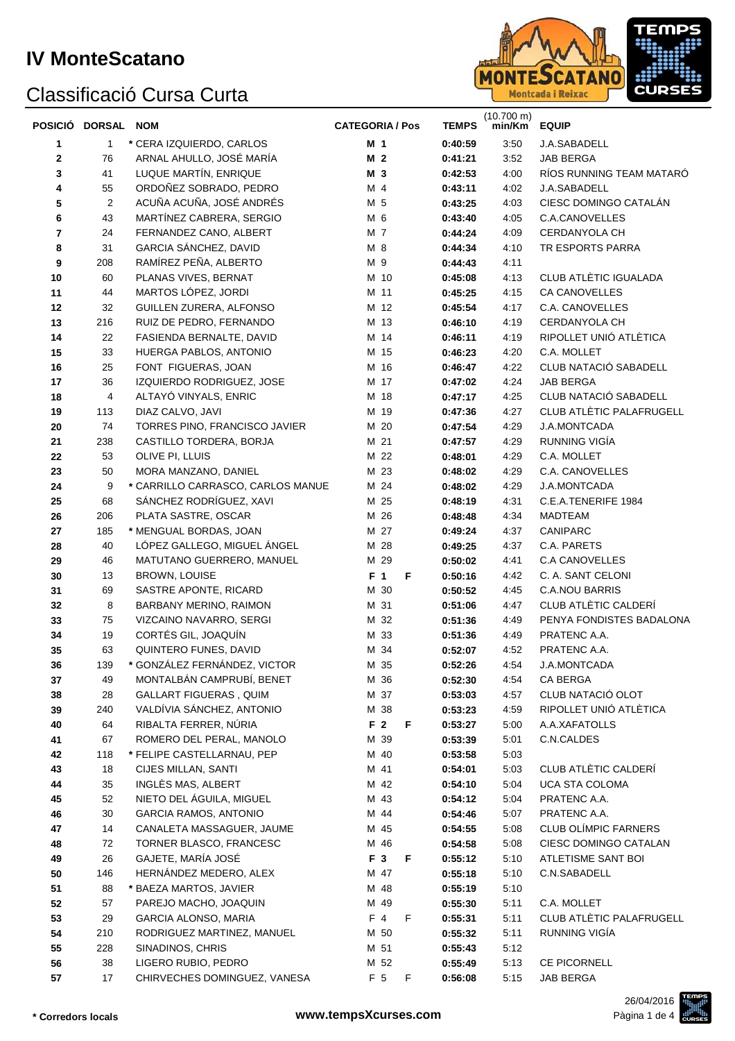# IV MonteScatano

## Classificació Cursa Curta

| POSICIÓ | DORSAL | NOM | CATEGORIA / Pos | | TEMPS | (10.700 m) min/Km | EQUIP |
|---|---|---|---|---|---|---|---|
| 1 | 1 | * CERA IZQUIERDO, CARLOS | M 1 | | 0:40:59 | 3:50 | J.A.SABADELL |
| 2 | 76 | ARNAL AHULLO, JOSÉ MARÍA | M 2 | | 0:41:21 | 3:52 | JAB BERGA |
| 3 | 41 | LUQUE MARTÍN, ENRIQUE | M 3 | | 0:42:53 | 4:00 | RÍOS RUNNING TEAM MATARÓ |
| 4 | 55 | ORDOÑEZ SOBRADO, PEDRO | M 4 | | 0:43:11 | 4:02 | J.A.SABADELL |
| 5 | 2 | ACUÑA ACUÑA, JOSÉ ANDRÉS | M 5 | | 0:43:25 | 4:03 | CIESC DOMINGO CATALÁN |
| 6 | 43 | MARTÍNEZ CABRERA, SERGIO | M 6 | | 0:43:40 | 4:05 | C.A.CANOVELLES |
| 7 | 24 | FERNANDEZ CANO, ALBERT | M 7 | | 0:44:24 | 4:09 | CERDANYOLA CH |
| 8 | 31 | GARCIA SÁNCHEZ, DAVID | M 8 | | 0:44:34 | 4:10 | TR ESPORTS PARRA |
| 9 | 208 | RAMÍREZ PEÑA, ALBERTO | M 9 | | 0:44:43 | 4:11 | |
| 10 | 60 | PLANAS VIVES, BERNAT | M 10 | | 0:45:08 | 4:13 | CLUB ATLÈTIC IGUALADA |
| 11 | 44 | MARTOS LÓPEZ, JORDI | M 11 | | 0:45:25 | 4:15 | CA CANOVELLES |
| 12 | 32 | GUILLEN ZURERA, ALFONSO | M 12 | | 0:45:54 | 4:17 | C.A. CANOVELLES |
| 13 | 216 | RUIZ DE PEDRO, FERNANDO | M 13 | | 0:46:10 | 4:19 | CERDANYOLA CH |
| 14 | 22 | FASIENDA BERNALTE, DAVID | M 14 | | 0:46:11 | 4:19 | RIPOLLET UNIÓ ATLÈTICA |
| 15 | 33 | HUERGA PABLOS, ANTONIO | M 15 | | 0:46:23 | 4:20 | C.A. MOLLET |
| 16 | 25 | FONT FIGUERAS, JOAN | M 16 | | 0:46:47 | 4:22 | CLUB NATACIÓ SABADELL |
| 17 | 36 | IZQUIERDO RODRIGUEZ, JOSE | M 17 | | 0:47:02 | 4:24 | JAB BERGA |
| 18 | 4 | ALTAYÓ VINYALS, ENRIC | M 18 | | 0:47:17 | 4:25 | CLUB NATACIÓ SABADELL |
| 19 | 113 | DIAZ CALVO, JAVI | M 19 | | 0:47:36 | 4:27 | CLUB ATLÈTIC PALAFRUGELL |
| 20 | 74 | TORRES PINO, FRANCISCO JAVIER | M 20 | | 0:47:54 | 4:29 | J.A.MONTCADA |
| 21 | 238 | CASTILLO TORDERA, BORJA | M 21 | | 0:47:57 | 4:29 | RUNNING VIGÍA |
| 22 | 53 | OLIVE PI, LLUIS | M 22 | | 0:48:01 | 4:29 | C.A. MOLLET |
| 23 | 50 | MORA MANZANO, DANIEL | M 23 | | 0:48:02 | 4:29 | C.A. CANOVELLES |
| 24 | 9 | * CARRILLO CARRASCO, CARLOS MANUE | M 24 | | 0:48:02 | 4:29 | J.A.MONTCADA |
| 25 | 68 | SÁNCHEZ RODRÍGUEZ, XAVI | M 25 | | 0:48:19 | 4:31 | C.E.A.TENERIFE 1984 |
| 26 | 206 | PLATA SASTRE, OSCAR | M 26 | | 0:48:48 | 4:34 | MADTEAM |
| 27 | 185 | * MENGUAL BORDAS, JOAN | M 27 | | 0:49:24 | 4:37 | CANIPARC |
| 28 | 40 | LÓPEZ GALLEGO, MIGUEL ÁNGEL | M 28 | | 0:49:25 | 4:37 | C.A. PARETS |
| 29 | 46 | MATUTANO GUERRERO, MANUEL | M 29 | | 0:50:02 | 4:41 | C.A CANOVELLES |
| 30 | 13 | BROWN, LOUISE | F 1 | F | 0:50:16 | 4:42 | C. A. SANT CELONI |
| 31 | 69 | SASTRE APONTE, RICARD | M 30 | | 0:50:52 | 4:45 | C.A.NOU BARRIS |
| 32 | 8 | BARBANY MERINO, RAIMON | M 31 | | 0:51:06 | 4:47 | CLUB ATLÈTIC CALDERÍ |
| 33 | 75 | VIZCAINO NAVARRO, SERGI | M 32 | | 0:51:36 | 4:49 | PENYA FONDISTES BADALONA |
| 34 | 19 | CORTÉS GIL, JOAQUÍN | M 33 | | 0:51:36 | 4:49 | PRATENC A.A. |
| 35 | 63 | QUINTERO FUNES, DAVID | M 34 | | 0:52:07 | 4:52 | PRATENC A.A. |
| 36 | 139 | * GONZÁLEZ FERNÁNDEZ, VICTOR | M 35 | | 0:52:26 | 4:54 | J.A.MONTCADA |
| 37 | 49 | MONTALBÁN CAMPRUBÍ, BENET | M 36 | | 0:52:30 | 4:54 | CA BERGA |
| 38 | 28 | GALLART FIGUERAS , QUIM | M 37 | | 0:53:03 | 4:57 | CLUB NATACIÓ OLOT |
| 39 | 240 | VALDÍVIA SÁNCHEZ, ANTONIO | M 38 | | 0:53:23 | 4:59 | RIPOLLET UNIÓ ATLÈTICA |
| 40 | 64 | RIBALTA FERRER, NÚRIA | F 2 | F | 0:53:27 | 5:00 | A.A.XAFATOLLS |
| 41 | 67 | ROMERO DEL PERAL, MANOLO | M 39 | | 0:53:39 | 5:01 | C.N.CALDES |
| 42 | 118 | * FELIPE CASTELLARNAU, PEP | M 40 | | 0:53:58 | 5:03 | |
| 43 | 18 | CIJES MILLAN, SANTI | M 41 | | 0:54:01 | 5:03 | CLUB ATLÈTIC CALDERÍ |
| 44 | 35 | INGLÈS MAS, ALBERT | M 42 | | 0:54:10 | 5:04 | UCA STA COLOMA |
| 45 | 52 | NIETO DEL ÁGUILA, MIGUEL | M 43 | | 0:54:12 | 5:04 | PRATENC A.A. |
| 46 | 30 | GARCIA RAMOS, ANTONIO | M 44 | | 0:54:46 | 5:07 | PRATENC A.A. |
| 47 | 14 | CANALETA MASSAGUER, JAUME | M 45 | | 0:54:55 | 5:08 | CLUB OLÍMPIC FARNERS |
| 48 | 72 | TORNER BLASCO, FRANCESC | M 46 | | 0:54:58 | 5:08 | CIESC DOMINGO CATALAN |
| 49 | 26 | GAJETE, MARÍA JOSÉ | F 3 | F | 0:55:12 | 5:10 | ATLETISME SANT BOI |
| 50 | 146 | HERNÁNDEZ MEDERO, ALEX | M 47 | | 0:55:18 | 5:10 | C.N.SABADELL |
| 51 | 88 | * BAEZA MARTOS, JAVIER | M 48 | | 0:55:19 | 5:10 | |
| 52 | 57 | PAREJO MACHO, JOAQUIN | M 49 | | 0:55:30 | 5:11 | C.A. MOLLET |
| 53 | 29 | GARCIA ALONSO, MARIA | F 4 | F | 0:55:31 | 5:11 | CLUB ATLÈTIC PALAFRUGELL |
| 54 | 210 | RODRIGUEZ MARTINEZ, MANUEL | M 50 | | 0:55:32 | 5:11 | RUNNING VIGÍA |
| 55 | 228 | SINADINOS, CHRIS | M 51 | | 0:55:43 | 5:12 | |
| 56 | 38 | LIGERO RUBIO, PEDRO | M 52 | | 0:55:49 | 5:13 | CE PICORNELL |
| 57 | 17 | CHIRVECHES DOMINGUEZ, VANESA | F 5 | F | 0:56:08 | 5:15 | JAB BERGA |

\* Corredors locals

www.tempsXcurses.com

26/04/2016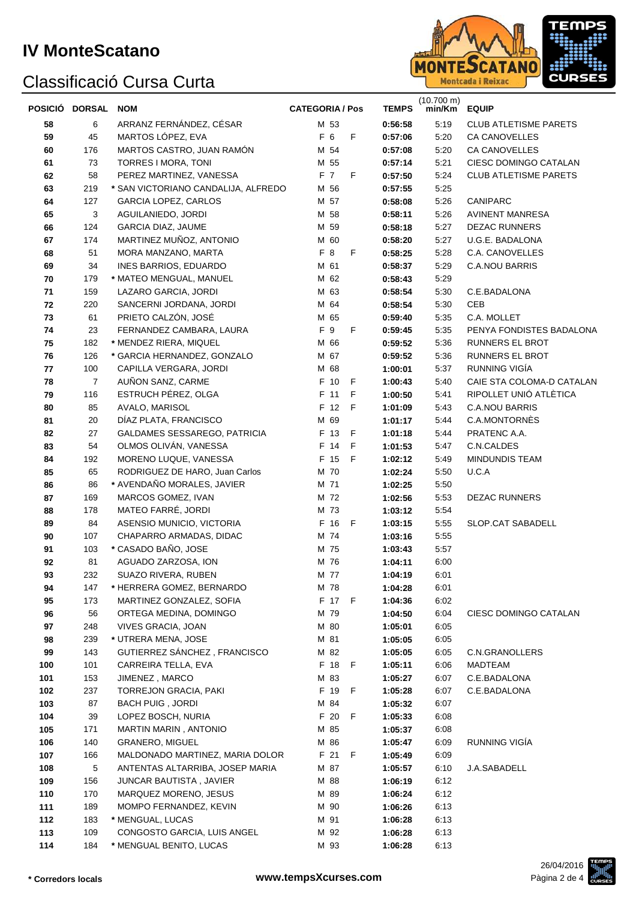# IV MonteScatano

## Classificació Cursa Curta

| POSICIÓ | DORSAL | NOM | CATEGORIA / Pos | | TEMPS | (10.700 m) min/Km | EQUIP |
|---|---|---|---|---|---|---|---|
| 58 | 6 | ARRANZ FERNÁNDEZ, CÉSAR | M 53 | | 0:56:58 | 5:19 | CLUB ATLETISME PARETS |
| 59 | 45 | MARTOS LÓPEZ, EVA | F 6 | F | 0:57:06 | 5:20 | CA CANOVELLES |
| 60 | 176 | MARTOS CASTRO, JUAN RAMÓN | M 54 | | 0:57:08 | 5:20 | CA CANOVELLES |
| 61 | 73 | TORRES I MORA, TONI | M 55 | | 0:57:14 | 5:21 | CIESC DOMINGO CATALAN |
| 62 | 58 | PEREZ MARTINEZ, VANESSA | F 7 | F | 0:57:50 | 5:24 | CLUB ATLETISME PARETS |
| 63 | 219 | * SAN VICTORIANO CANDALIJA, ALFREDO | M 56 | | 0:57:55 | 5:25 | |
| 64 | 127 | GARCIA LOPEZ, CARLOS | M 57 | | 0:58:08 | 5:26 | CANIPARC |
| 65 | 3 | AGUILANIEDO, JORDI | M 58 | | 0:58:11 | 5:26 | AVINENT MANRESA |
| 66 | 124 | GARCIA DIAZ, JAUME | M 59 | | 0:58:18 | 5:27 | DEZAC RUNNERS |
| 67 | 174 | MARTINEZ MUÑOZ, ANTONIO | M 60 | | 0:58:20 | 5:27 | U.G.E. BADALONA |
| 68 | 51 | MORA MANZANO, MARTA | F 8 | F | 0:58:25 | 5:28 | C.A. CANOVELLES |
| 69 | 34 | INES BARRIOS, EDUARDO | M 61 | | 0:58:37 | 5:29 | C.A.NOU BARRIS |
| 70 | 179 | * MATEO MENGUAL, MANUEL | M 62 | | 0:58:43 | 5:29 | |
| 71 | 159 | LAZARO GARCIA, JORDI | M 63 | | 0:58:54 | 5:30 | C.E.BADALONA |
| 72 | 220 | SANCERNI JORDANA, JORDI | M 64 | | 0:58:54 | 5:30 | CEB |
| 73 | 61 | PRIETO CALZÓN, JOSÉ | M 65 | | 0:59:40 | 5:35 | C.A. MOLLET |
| 74 | 23 | FERNANDEZ CAMBARA, LAURA | F 9 | F | 0:59:45 | 5:35 | PENYA FONDISTES BADALONA |
| 75 | 182 | * MENDEZ RIERA, MIQUEL | M 66 | | 0:59:52 | 5:36 | RUNNERS EL BROT |
| 76 | 126 | * GARCIA HERNANDEZ, GONZALO | M 67 | | 0:59:52 | 5:36 | RUNNERS EL BROT |
| 77 | 100 | CAPILLA VERGARA, JORDI | M 68 | | 1:00:01 | 5:37 | RUNNING VIGÍA |
| 78 | 7 | AUÑON SANZ, CARME | F 10 | F | 1:00:43 | 5:40 | CAIE STA COLOMA-D CATALAN |
| 79 | 116 | ESTRUCH PÉREZ, OLGA | F 11 | F | 1:00:50 | 5:41 | RIPOLLET UNIÓ ATLÈTICA |
| 80 | 85 | AVALO, MARISOL | F 12 | F | 1:01:09 | 5:43 | C.A.NOU BARRIS |
| 81 | 20 | DÍAZ PLATA, FRANCISCO | M 69 | | 1:01:17 | 5:44 | C.A.MONTORNÈS |
| 82 | 27 | GALDAMES SESSAREGO, PATRICIA | F 13 | F | 1:01:18 | 5:44 | PRATENC A.A. |
| 83 | 54 | OLMOS OLIVÁN, VANESSA | F 14 | F | 1:01:53 | 5:47 | C.N.CALDES |
| 84 | 192 | MORENO LUQUE, VANESSA | F 15 | F | 1:02:12 | 5:49 | MINDUNDIS TEAM |
| 85 | 65 | RODRIGUEZ DE HARO, Juan Carlos | M 70 | | 1:02:24 | 5:50 | U.C.A |
| 86 | 86 | * AVENDAÑO MORALES, JAVIER | M 71 | | 1:02:25 | 5:50 | |
| 87 | 169 | MARCOS GOMEZ, IVAN | M 72 | | 1:02:56 | 5:53 | DEZAC RUNNERS |
| 88 | 178 | MATEO FARRÉ, JORDI | M 73 | | 1:03:12 | 5:54 | |
| 89 | 84 | ASENSIO MUNICIO, VICTORIA | F 16 | F | 1:03:15 | 5:55 | SLOP.CAT SABADELL |
| 90 | 107 | CHAPARRO ARMADAS, DIDAC | M 74 | | 1:03:16 | 5:55 | |
| 91 | 103 | * CASADO BAÑO, JOSE | M 75 | | 1:03:43 | 5:57 | |
| 92 | 81 | AGUADO ZARZOSA, ION | M 76 | | 1:04:11 | 6:00 | |
| 93 | 232 | SUAZO RIVERA, RUBEN | M 77 | | 1:04:19 | 6:01 | |
| 94 | 147 | * HERRERA GOMEZ, BERNARDO | M 78 | | 1:04:28 | 6:01 | |
| 95 | 173 | MARTINEZ GONZALEZ, SOFIA | F 17 | F | 1:04:36 | 6:02 | |
| 96 | 56 | ORTEGA MEDINA, DOMINGO | M 79 | | 1:04:50 | 6:04 | CIESC DOMINGO CATALAN |
| 97 | 248 | VIVES GRACIA, JOAN | M 80 | | 1:05:01 | 6:05 | |
| 98 | 239 | * UTRERA MENA, JOSE | M 81 | | 1:05:05 | 6:05 | |
| 99 | 143 | GUTIERREZ SÁNCHEZ , FRANCISCO | M 82 | | 1:05:05 | 6:05 | C.N.GRANOLLERS |
| 100 | 101 | CARREIRA TELLA, EVA | F 18 | F | 1:05:11 | 6:06 | MADTEAM |
| 101 | 153 | JIMENEZ , MARCO | M 83 | | 1:05:27 | 6:07 | C.E.BADALONA |
| 102 | 237 | TORREJON GRACIA, PAKI | F 19 | F | 1:05:28 | 6:07 | C.E.BADALONA |
| 103 | 87 | BACH PUIG , JORDI | M 84 | | 1:05:32 | 6:07 | |
| 104 | 39 | LOPEZ BOSCH, NURIA | F 20 | F | 1:05:33 | 6:08 | |
| 105 | 171 | MARTIN MARIN , ANTONIO | M 85 | | 1:05:37 | 6:08 | |
| 106 | 140 | GRANERO, MIGUEL | M 86 | | 1:05:47 | 6:09 | RUNNING VIGÍA |
| 107 | 166 | MALDONADO MARTINEZ, MARIA DOLOR | F 21 | F | 1:05:49 | 6:09 | |
| 108 | 5 | ANTENTAS ALTARRIBA, JOSEP MARIA | M 87 | | 1:05:57 | 6:10 | J.A.SABADELL |
| 109 | 156 | JUNCAR BAUTISTA , JAVIER | M 88 | | 1:06:19 | 6:12 | |
| 110 | 170 | MARQUEZ MORENO, JESUS | M 89 | | 1:06:24 | 6:12 | |
| 111 | 189 | MOMPO FERNANDEZ, KEVIN | M 90 | | 1:06:26 | 6:13 | |
| 112 | 183 | * MENGUAL, LUCAS | M 91 | | 1:06:28 | 6:13 | |
| 113 | 109 | CONGOSTO GARCIA, LUIS ANGEL | M 92 | | 1:06:28 | 6:13 | |
| 114 | 184 | * MENGUAL BENITO, LUCAS | M 93 | | 1:06:28 | 6:13 | |

**\* Corredors locals**

**www.tempsXcurses.com**

26/04/2016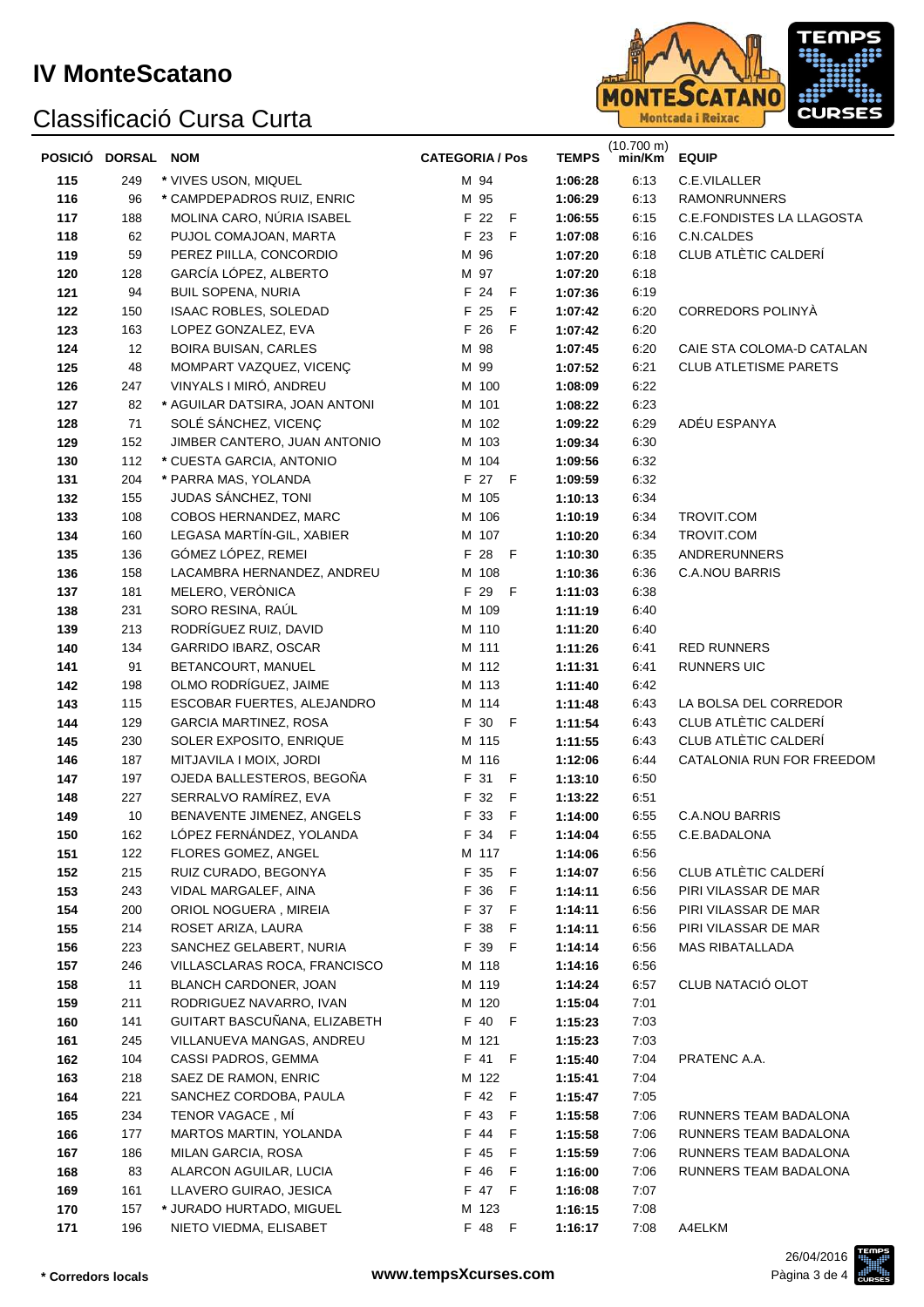# IV MonteScatano

## Classificació Cursa Curta

| POSICIÓ | DORSAL | NOM | CATEGORIA / Pos | | TEMPS | (10.700 m) min/Km | EQUIP |
|---|---|---|---|---|---|---|---|
| 115 | 249 | * VIVES USON, MIQUEL | M 94 | | 1:06:28 | 6:13 | C.E.VILALLER |
| 116 | 96 | * CAMPDEPADROS RUIZ, ENRIC | M 95 | | 1:06:29 | 6:13 | RAMONRUNNERS |
| 117 | 188 | MOLINA CARO, NÚRIA ISABEL | F 22 | F | 1:06:55 | 6:15 | C.E.FONDISTES LA LLAGOSTA |
| 118 | 62 | PUJOL COMAJOAN, MARTA | F 23 | F | 1:07:08 | 6:16 | C.N.CALDES |
| 119 | 59 | PEREZ PIILLA, CONCORDIO | M 96 | | 1:07:20 | 6:18 | CLUB ATLÈTIC CALDERÍ |
| 120 | 128 | GARCÍA LÓPEZ, ALBERTO | M 97 | | 1:07:20 | 6:18 | |
| 121 | 94 | BUIL SOPENA, NURIA | F 24 | F | 1:07:36 | 6:19 | |
| 122 | 150 | ISAAC ROBLES, SOLEDAD | F 25 | F | 1:07:42 | 6:20 | CORREDORS POLINYÀ |
| 123 | 163 | LOPEZ GONZALEZ, EVA | F 26 | F | 1:07:42 | 6:20 | |
| 124 | 12 | BOIRA BUISAN, CARLES | M 98 | | 1:07:45 | 6:20 | CAIE STA COLOMA-D CATALAN |
| 125 | 48 | MOMPART VAZQUEZ, VICENÇ | M 99 | | 1:07:52 | 6:21 | CLUB ATLETISME PARETS |
| 126 | 247 | VINYALS I MIRÓ, ANDREU | M 100 | | 1:08:09 | 6:22 | |
| 127 | 82 | * AGUILAR DATSIRA, JOAN ANTONI | M 101 | | 1:08:22 | 6:23 | |
| 128 | 71 | SOLÉ SÁNCHEZ, VICENÇ | M 102 | | 1:09:22 | 6:29 | ADÉU ESPANYA |
| 129 | 152 | JIMBER CANTERO, JUAN ANTONIO | M 103 | | 1:09:34 | 6:30 | |
| 130 | 112 | * CUESTA GARCIA, ANTONIO | M 104 | | 1:09:56 | 6:32 | |
| 131 | 204 | * PARRA MAS, YOLANDA | F 27 | F | 1:09:59 | 6:32 | |
| 132 | 155 | JUDAS SÁNCHEZ, TONI | M 105 | | 1:10:13 | 6:34 | |
| 133 | 108 | COBOS HERNANDEZ, MARC | M 106 | | 1:10:19 | 6:34 | TROVIT.COM |
| 134 | 160 | LEGASA MARTÍN-GIL, XABIER | M 107 | | 1:10:20 | 6:34 | TROVIT.COM |
| 135 | 136 | GÓMEZ LÓPEZ, REMEI | F 28 | F | 1:10:30 | 6:35 | ANDRERUNNERS |
| 136 | 158 | LACAMBRA HERNANDEZ, ANDREU | M 108 | | 1:10:36 | 6:36 | C.A.NOU BARRIS |
| 137 | 181 | MELERO, VERÒNICA | F 29 | F | 1:11:03 | 6:38 | |
| 138 | 231 | SORO RESINA, RAÚL | M 109 | | 1:11:19 | 6:40 | |
| 139 | 213 | RODRÍGUEZ RUIZ, DAVID | M 110 | | 1:11:20 | 6:40 | |
| 140 | 134 | GARRIDO IBARZ, OSCAR | M 111 | | 1:11:26 | 6:41 | RED RUNNERS |
| 141 | 91 | BETANCOURT, MANUEL | M 112 | | 1:11:31 | 6:41 | RUNNERS UIC |
| 142 | 198 | OLMO RODRÍGUEZ, JAIME | M 113 | | 1:11:40 | 6:42 | |
| 143 | 115 | ESCOBAR FUERTES, ALEJANDRO | M 114 | | 1:11:48 | 6:43 | LA BOLSA DEL CORREDOR |
| 144 | 129 | GARCIA MARTINEZ, ROSA | F 30 | F | 1:11:54 | 6:43 | CLUB ATLÈTIC CALDERÍ |
| 145 | 230 | SOLER EXPOSITO, ENRIQUE | M 115 | | 1:11:55 | 6:43 | CLUB ATLÈTIC CALDERÍ |
| 146 | 187 | MITJAVILA I MOIX, JORDI | M 116 | | 1:12:06 | 6:44 | CATALONIA RUN FOR FREEDOM |
| 147 | 197 | OJEDA BALLESTEROS, BEGOÑA | F 31 | F | 1:13:10 | 6:50 | |
| 148 | 227 | SERRALVO RAMÍREZ, EVA | F 32 | F | 1:13:22 | 6:51 | |
| 149 | 10 | BENAVENTE JIMENEZ, ANGELS | F 33 | F | 1:14:00 | 6:55 | C.A.NOU BARRIS |
| 150 | 162 | LÓPEZ FERNÁNDEZ, YOLANDA | F 34 | F | 1:14:04 | 6:55 | C.E.BADALONA |
| 151 | 122 | FLORES GOMEZ, ANGEL | M 117 | | 1:14:06 | 6:56 | |
| 152 | 215 | RUIZ CURADO, BEGONYA | F 35 | F | 1:14:07 | 6:56 | CLUB ATLÈTIC CALDERÍ |
| 153 | 243 | VIDAL MARGALEF, AINA | F 36 | F | 1:14:11 | 6:56 | PIRI VILASSAR DE MAR |
| 154 | 200 | ORIOL NOGUERA , MIREIA | F 37 | F | 1:14:11 | 6:56 | PIRI VILASSAR DE MAR |
| 155 | 214 | ROSET ARIZA, LAURA | F 38 | F | 1:14:11 | 6:56 | PIRI VILASSAR DE MAR |
| 156 | 223 | SANCHEZ GELABERT, NURIA | F 39 | F | 1:14:14 | 6:56 | MAS RIBATALLADA |
| 157 | 246 | VILLASCLARAS ROCA, FRANCISCO | M 118 | | 1:14:16 | 6:56 | |
| 158 | 11 | BLANCH CARDONER, JOAN | M 119 | | 1:14:24 | 6:57 | CLUB NATACIÓ OLOT |
| 159 | 211 | RODRIGUEZ NAVARRO, IVAN | M 120 | | 1:15:04 | 7:01 | |
| 160 | 141 | GUITART BASCUÑANA, ELIZABETH | F 40 | F | 1:15:23 | 7:03 | |
| 161 | 245 | VILLANUEVA MANGAS, ANDREU | M 121 | | 1:15:23 | 7:03 | |
| 162 | 104 | CASSI PADROS, GEMMA | F 41 | F | 1:15:40 | 7:04 | PRATENC A.A. |
| 163 | 218 | SAEZ DE RAMON, ENRIC | M 122 | | 1:15:41 | 7:04 | |
| 164 | 221 | SANCHEZ CORDOBA, PAULA | F 42 | F | 1:15:47 | 7:05 | |
| 165 | 234 | TENOR VAGACE , MÍ | F 43 | F | 1:15:58 | 7:06 | RUNNERS TEAM BADALONA |
| 166 | 177 | MARTOS MARTIN, YOLANDA | F 44 | F | 1:15:58 | 7:06 | RUNNERS TEAM BADALONA |
| 167 | 186 | MILAN GARCIA, ROSA | F 45 | F | 1:15:59 | 7:06 | RUNNERS TEAM BADALONA |
| 168 | 83 | ALARCON AGUILAR, LUCIA | F 46 | F | 1:16:00 | 7:06 | RUNNERS TEAM BADALONA |
| 169 | 161 | LLAVERO GUIRAO, JESICA | F 47 | F | 1:16:08 | 7:07 | |
| 170 | 157 | * JURADO HURTADO, MIGUEL | M 123 | | 1:16:15 | 7:08 | |
| 171 | 196 | NIETO VIEDMA, ELISABET | F 48 | F | 1:16:17 | 7:08 | A4ELKM |

* Corredors locals

www.tempsXcurses.com

26/04/2016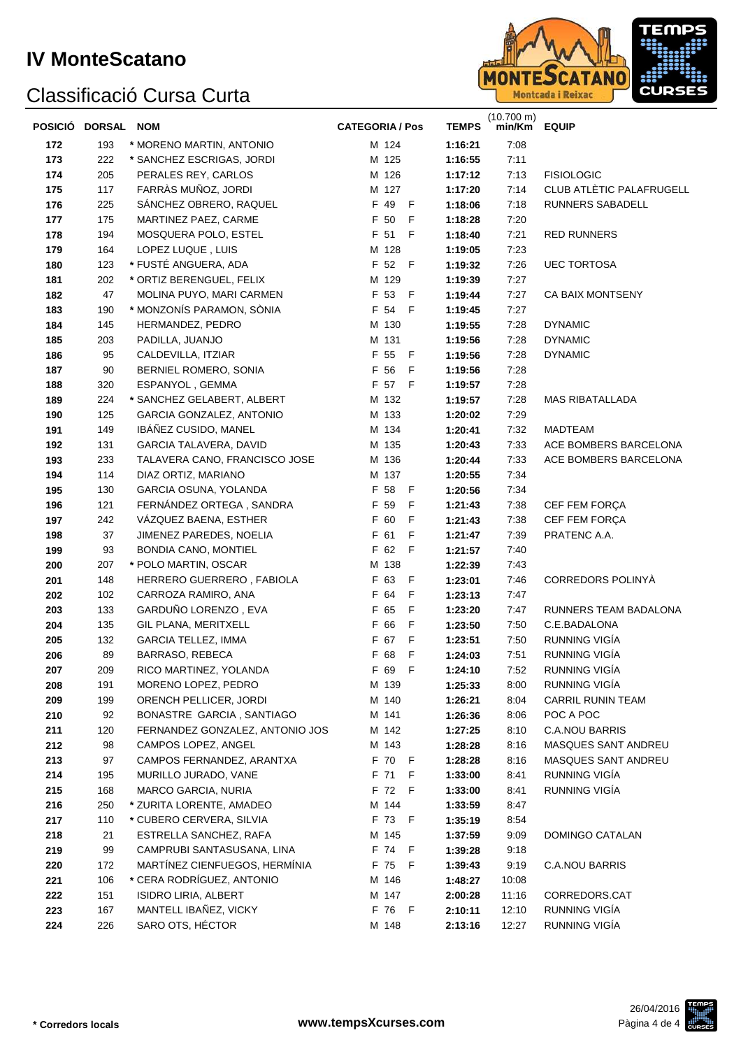# IV MonteScatano

## Classificació Cursa Curta

| POSICIÓ | DORSAL | NOM | CATEGORIA / Pos | | TEMPS | (10.700 m) min/Km | EQUIP |
|---|---|---|---|---|---|---|---|
| 172 | 193 | * MORENO MARTIN, ANTONIO | M 124 | | 1:16:21 | 7:08 | |
| 173 | 222 | * SANCHEZ ESCRIGAS, JORDI | M 125 | | 1:16:55 | 7:11 | |
| 174 | 205 | PERALES REY, CARLOS | M 126 | | 1:17:12 | 7:13 | FISIOLOGIC |
| 175 | 117 | FARRÀS MUÑOZ, JORDI | M 127 | | 1:17:20 | 7:14 | CLUB ATLÈTIC PALAFRUGELL |
| 176 | 225 | SÁNCHEZ OBRERO, RAQUEL | F 49 | F | 1:18:06 | 7:18 | RUNNERS SABADELL |
| 177 | 175 | MARTINEZ PAEZ, CARME | F 50 | F | 1:18:28 | 7:20 | |
| 178 | 194 | MOSQUERA POLO, ESTEL | F 51 | F | 1:18:40 | 7:21 | RED RUNNERS |
| 179 | 164 | LOPEZ LUQUE , LUIS | M 128 | | 1:19:05 | 7:23 | |
| 180 | 123 | * FUSTÉ ANGUERA, ADA | F 52 | F | 1:19:32 | 7:26 | UEC TORTOSA |
| 181 | 202 | * ORTIZ BERENGUEL, FELIX | M 129 | | 1:19:39 | 7:27 | |
| 182 | 47 | MOLINA PUYO, MARI CARMEN | F 53 | F | 1:19:44 | 7:27 | CA BAIX MONTSENY |
| 183 | 190 | * MONZONÍS PARAMON, SÒNIA | F 54 | F | 1:19:45 | 7:27 | |
| 184 | 145 | HERMANDEZ, PEDRO | M 130 | | 1:19:55 | 7:28 | DYNAMIC |
| 185 | 203 | PADILLA, JUANJO | M 131 | | 1:19:56 | 7:28 | DYNAMIC |
| 186 | 95 | CALDEVILLA, ITZIAR | F 55 | F | 1:19:56 | 7:28 | DYNAMIC |
| 187 | 90 | BERNIEL ROMERO, SONIA | F 56 | F | 1:19:56 | 7:28 | |
| 188 | 320 | ESPANYOL , GEMMA | F 57 | F | 1:19:57 | 7:28 | |
| 189 | 224 | * SANCHEZ GELABERT, ALBERT | M 132 | | 1:19:57 | 7:28 | MAS RIBATALLADA |
| 190 | 125 | GARCIA GONZALEZ, ANTONIO | M 133 | | 1:20:02 | 7:29 | |
| 191 | 149 | IBÁÑEZ CUSIDO, MANEL | M 134 | | 1:20:41 | 7:32 | MADTEAM |
| 192 | 131 | GARCIA TALAVERA, DAVID | M 135 | | 1:20:43 | 7:33 | ACE BOMBERS BARCELONA |
| 193 | 233 | TALAVERA CANO, FRANCISCO JOSE | M 136 | | 1:20:44 | 7:33 | ACE BOMBERS BARCELONA |
| 194 | 114 | DIAZ ORTIZ, MARIANO | M 137 | | 1:20:55 | 7:34 | |
| 195 | 130 | GARCIA OSUNA, YOLANDA | F 58 | F | 1:20:56 | 7:34 | |
| 196 | 121 | FERNÁNDEZ ORTEGA , SANDRA | F 59 | F | 1:21:43 | 7:38 | CEF FEM FORÇA |
| 197 | 242 | VÁZQUEZ BAENA, ESTHER | F 60 | F | 1:21:43 | 7:38 | CEF FEM FORÇA |
| 198 | 37 | JIMENEZ PAREDES, NOELIA | F 61 | F | 1:21:47 | 7:39 | PRATENC A.A. |
| 199 | 93 | BONDIA CANO, MONTIEL | F 62 | F | 1:21:57 | 7:40 | |
| 200 | 207 | * POLO MARTIN, OSCAR | M 138 | | 1:22:39 | 7:43 | |
| 201 | 148 | HERRERO GUERRERO , FABIOLA | F 63 | F | 1:23:01 | 7:46 | CORREDORS POLINYÀ |
| 202 | 102 | CARROZA RAMIRO, ANA | F 64 | F | 1:23:13 | 7:47 | |
| 203 | 133 | GARDUÑO LORENZO , EVA | F 65 | F | 1:23:20 | 7:47 | RUNNERS TEAM BADALONA |
| 204 | 135 | GIL PLANA, MERITXELL | F 66 | F | 1:23:50 | 7:50 | C.E.BADALONA |
| 205 | 132 | GARCIA TELLEZ, IMMA | F 67 | F | 1:23:51 | 7:50 | RUNNING VIGÍA |
| 206 | 89 | BARRASO, REBECA | F 68 | F | 1:24:03 | 7:51 | RUNNING VIGÍA |
| 207 | 209 | RICO MARTINEZ, YOLANDA | F 69 | F | 1:24:10 | 7:52 | RUNNING VIGÍA |
| 208 | 191 | MORENO LOPEZ, PEDRO | M 139 | | 1:25:33 | 8:00 | RUNNING VIGÍA |
| 209 | 199 | ORENCH PELLICER, JORDI | M 140 | | 1:26:21 | 8:04 | CARRIL RUNIN TEAM |
| 210 | 92 | BONASTRE GARCIA , SANTIAGO | M 141 | | 1:26:36 | 8:06 | POC A POC |
| 211 | 120 | FERNANDEZ GONZALEZ, ANTONIO JOS | M 142 | | 1:27:25 | 8:10 | C.A.NOU BARRIS |
| 212 | 98 | CAMPOS LOPEZ, ANGEL | M 143 | | 1:28:28 | 8:16 | MASQUES SANT ANDREU |
| 213 | 97 | CAMPOS FERNANDEZ, ARANTXA | F 70 | F | 1:28:28 | 8:16 | MASQUES SANT ANDREU |
| 214 | 195 | MURILLO JURADO, VANE | F 71 | F | 1:33:00 | 8:41 | RUNNING VIGÍA |
| 215 | 168 | MARCO GARCIA, NURIA | F 72 | F | 1:33:00 | 8:41 | RUNNING VIGÍA |
| 216 | 250 | * ZURITA LORENTE, AMADEO | M 144 | | 1:33:59 | 8:47 | |
| 217 | 110 | * CUBERO CERVERA, SILVIA | F 73 | F | 1:35:19 | 8:54 | |
| 218 | 21 | ESTRELLA SANCHEZ, RAFA | M 145 | | 1:37:59 | 9:09 | DOMINGO CATALAN |
| 219 | 99 | CAMPRUBI SANTASUSANA, LINA | F 74 | F | 1:39:28 | 9:18 | |
| 220 | 172 | MARTÍNEZ CIENFUEGOS, HERMÍNIA | F 75 | F | 1:39:43 | 9:19 | C.A.NOU BARRIS |
| 221 | 106 | * CERA RODRÍGUEZ, ANTONIO | M 146 | | 1:48:27 | 10:08 | |
| 222 | 151 | ISIDRO LIRIA, ALBERT | M 147 | | 2:00:28 | 11:16 | CORREDORS.CAT |
| 223 | 167 | MANTELL IBAÑEZ, VICKY | F 76 | F | 2:10:11 | 12:10 | RUNNING VIGÍA |
| 224 | 226 | SARO OTS, HÉCTOR | M 148 | | 2:13:16 | 12:27 | RUNNING VIGÍA |

**\* Corredors locals**

**www.tempsXcurses.com**

26/04/2016